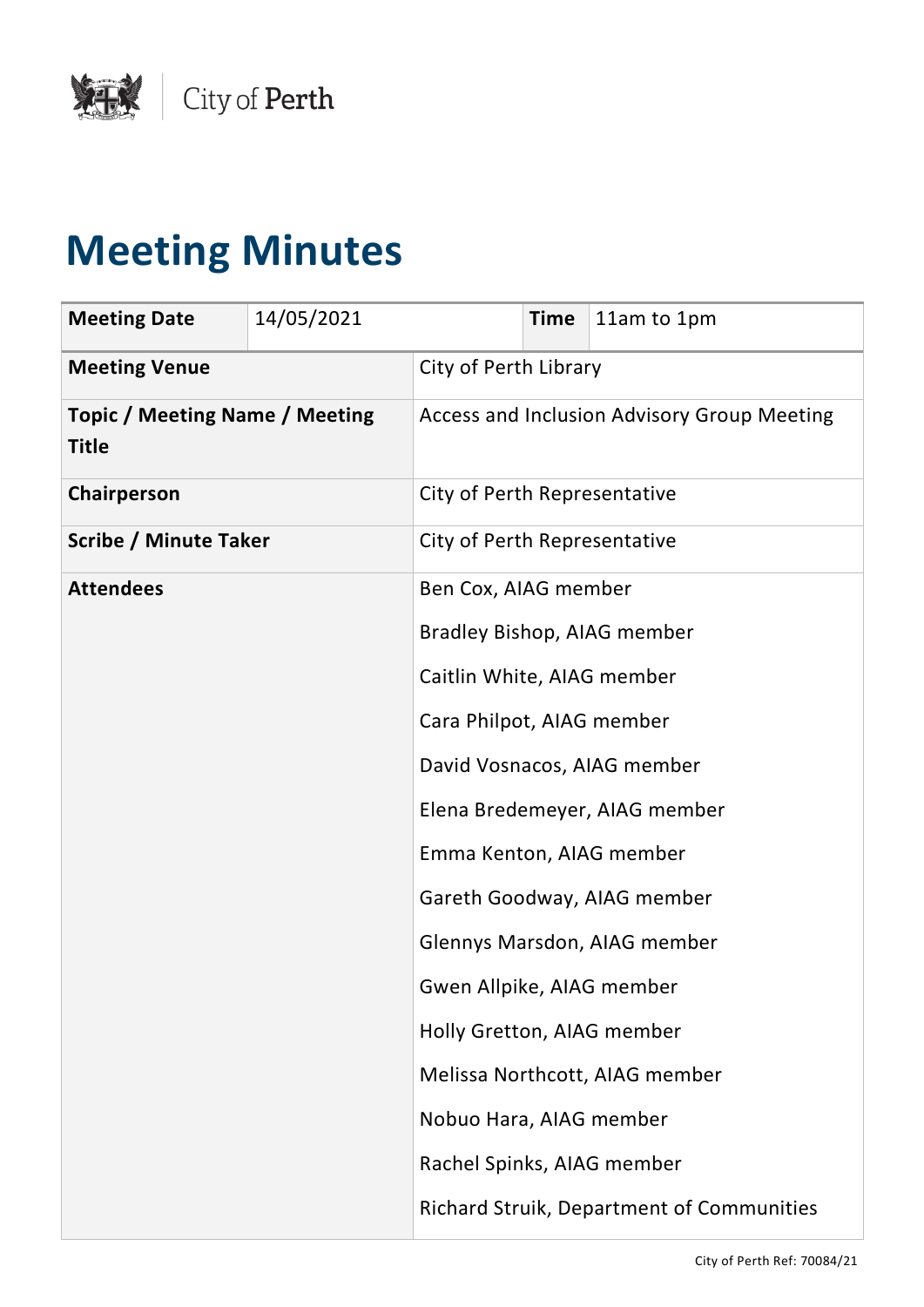City of Perth

# Meeting Minutes

| Meeting Date | 14/05/2021 | Time | 11am to 1pm |
|---|---|---|---|
| **Meeting Venue** | City of Perth Library | | |
| **Topic / Meeting Name / Meeting Title** | Access and Inclusion Advisory Group Meeting | | |
| **Chairperson** | City of Perth Representative | | |
| **Scribe / Minute Taker** | City of Perth Representative | | |
| **Attendees** | Ben Cox, AIAG member<br>Bradley Bishop, AIAG member<br>Caitlin White, AIAG member<br>Cara Philpot, AIAG member<br>David Vosnacos, AIAG member<br>Elena Bredemeyer, AIAG member<br>Emma Kenton, AIAG member<br>Gareth Goodway, AIAG member<br>Glennys Marsdon, AIAG member<br>Gwen Allpike, AIAG member<br>Holly Gretton, AIAG member<br>Melissa Northcott, AIAG member<br>Nobuo Hara, AIAG member<br>Rachel Spinks, AIAG member<br>Richard Struik, Department of Communities | | |

City of Perth Ref: 70084/21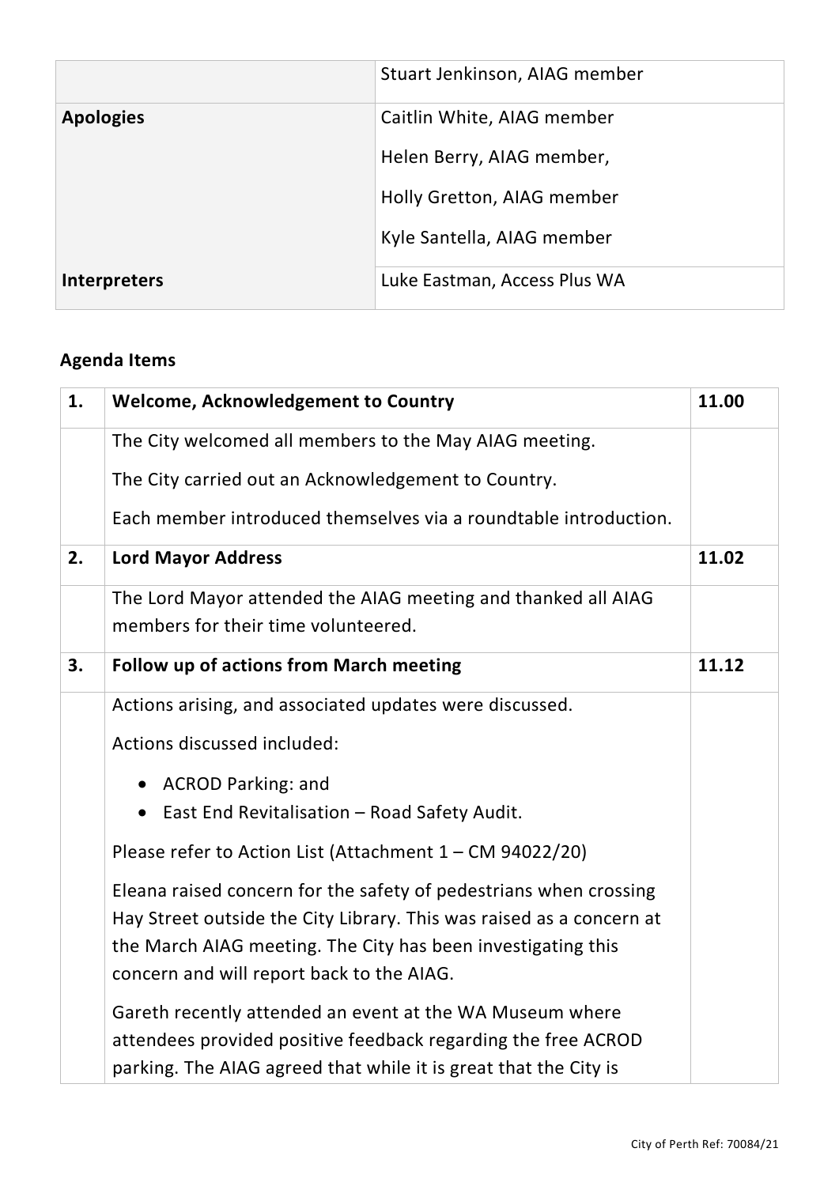| | |
|---|---|
| | Stuart Jenkinson, AIAG member |
| **Apologies** | Caitlin White, AIAG member<br>Helen Berry, AIAG member,<br>Holly Gretton, AIAG member<br>Kyle Santella, AIAG member |
| **Interpreters** | Luke Eastman, Access Plus WA |

## Agenda Items

| | | |
|---|---|---|
| **1.** | **Welcome, Acknowledgement to Country** | **11.00** |
| | The City welcomed all members to the May AIAG meeting.<br>The City carried out an Acknowledgement to Country.<br>Each member introduced themselves via a roundtable introduction. | |
| **2.** | **Lord Mayor Address** | **11.02** |
| | The Lord Mayor attended the AIAG meeting and thanked all AIAG members for their time volunteered. | |
| **3.** | **Follow up of actions from March meeting** | **11.12** |
| | Actions arising, and associated updates were discussed.<br>Actions discussed included:<br>• ACROD Parking: and<br>• East End Revitalisation – Road Safety Audit.<br>Please refer to Action List (Attachment 1 – CM 94022/20)<br>Eleana raised concern for the safety of pedestrians when crossing Hay Street outside the City Library. This was raised as a concern at the March AIAG meeting. The City has been investigating this concern and will report back to the AIAG.<br>Gareth recently attended an event at the WA Museum where attendees provided positive feedback regarding the free ACROD parking. The AIAG agreed that while it is great that the City is | |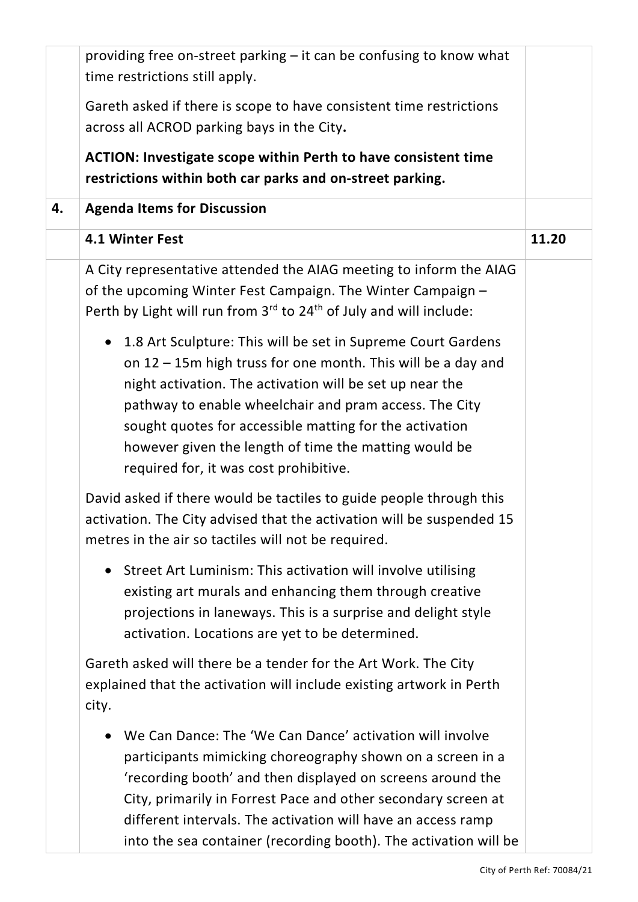| | | |
|---|---|---|
| | providing free on-street parking – it can be confusing to know what time restrictions still apply.<br><br>Gareth asked if there is scope to have consistent time restrictions across all ACROD parking bays in the City**.**<br><br>**ACTION: Investigate scope within Perth to have consistent time restrictions within both car parks and on-street parking.** | |
| **4.** | **Agenda Items for Discussion** | |
| | **4.1 Winter Fest** | **11.20** |
| | A City representative attended the AIAG meeting to inform the AIAG of the upcoming Winter Fest Campaign. The Winter Campaign – Perth by Light will run from 3rd to 24th of July and will include:<br><br>• 1.8 Art Sculpture: This will be set in Supreme Court Gardens on 12 – 15m high truss for one month. This will be a day and night activation. The activation will be set up near the pathway to enable wheelchair and pram access. The City sought quotes for accessible matting for the activation however given the length of time the matting would be required for, it was cost prohibitive.<br><br>David asked if there would be tactiles to guide people through this activation. The City advised that the activation will be suspended 15 metres in the air so tactiles will not be required.<br><br>• Street Art Luminism: This activation will involve utilising existing art murals and enhancing them through creative projections in laneways. This is a surprise and delight style activation. Locations are yet to be determined.<br><br>Gareth asked will there be a tender for the Art Work. The City explained that the activation will include existing artwork in Perth city.<br><br>• We Can Dance: The 'We Can Dance' activation will involve participants mimicking choreography shown on a screen in a 'recording booth' and then displayed on screens around the City, primarily in Forrest Pace and other secondary screen at different intervals. The activation will have an access ramp into the sea container (recording booth). The activation will be | |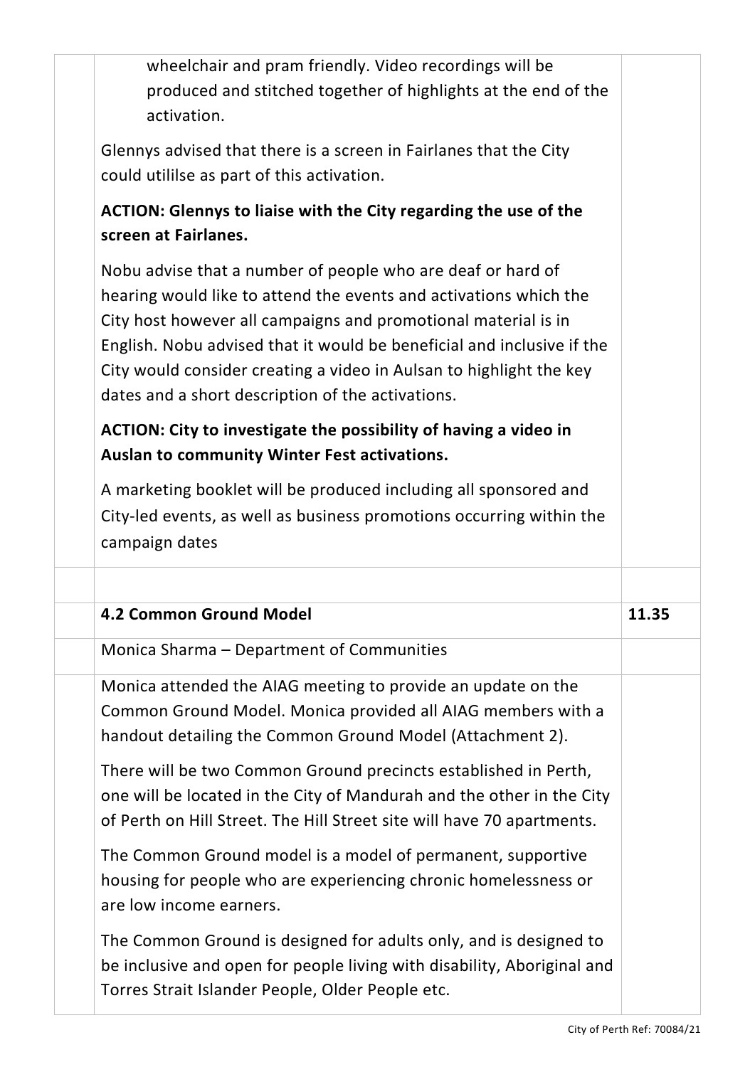wheelchair and pram friendly. Video recordings will be produced and stitched together of highlights at the end of the activation.

Glennys advised that there is a screen in Fairlanes that the City could utililse as part of this activation.

**ACTION: Glennys to liaise with the City regarding the use of the screen at Fairlanes.**

Nobu advise that a number of people who are deaf or hard of hearing would like to attend the events and activations which the City host however all campaigns and promotional material is in English. Nobu advised that it would be beneficial and inclusive if the City would consider creating a video in Aulsan to highlight the key dates and a short description of the activations.

**ACTION: City to investigate the possibility of having a video in Auslan to community Winter Fest activations.**

A marketing booklet will be produced including all sponsored and City-led events, as well as business promotions occurring within the campaign dates

| | **4.2 Common Ground Model** | **11.35** |
|---|---|---|
| | Monica Sharma – Department of Communities | |

Monica attended the AIAG meeting to provide an update on the Common Ground Model. Monica provided all AIAG members with a handout detailing the Common Ground Model (Attachment 2).

There will be two Common Ground precincts established in Perth, one will be located in the City of Mandurah and the other in the City of Perth on Hill Street. The Hill Street site will have 70 apartments.

The Common Ground model is a model of permanent, supportive housing for people who are experiencing chronic homelessness or are low income earners.

The Common Ground is designed for adults only, and is designed to be inclusive and open for people living with disability, Aboriginal and Torres Strait Islander People, Older People etc.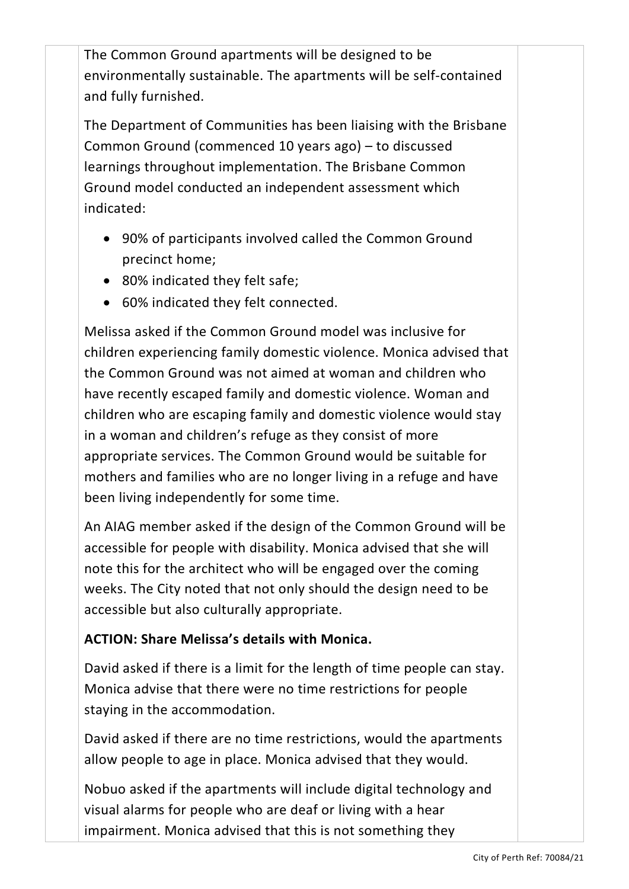The Common Ground apartments will be designed to be environmentally sustainable. The apartments will be self-contained and fully furnished.

The Department of Communities has been liaising with the Brisbane Common Ground (commenced 10 years ago) – to discussed learnings throughout implementation. The Brisbane Common Ground model conducted an independent assessment which indicated:

- 90% of participants involved called the Common Ground precinct home;
- 80% indicated they felt safe;
- 60% indicated they felt connected.

Melissa asked if the Common Ground model was inclusive for children experiencing family domestic violence. Monica advised that the Common Ground was not aimed at woman and children who have recently escaped family and domestic violence. Woman and children who are escaping family and domestic violence would stay in a woman and children's refuge as they consist of more appropriate services. The Common Ground would be suitable for mothers and families who are no longer living in a refuge and have been living independently for some time.

An AIAG member asked if the design of the Common Ground will be accessible for people with disability. Monica advised that she will note this for the architect who will be engaged over the coming weeks. The City noted that not only should the design need to be accessible but also culturally appropriate.

**ACTION: Share Melissa's details with Monica.**

David asked if there is a limit for the length of time people can stay. Monica advise that there were no time restrictions for people staying in the accommodation.

David asked if there are no time restrictions, would the apartments allow people to age in place. Monica advised that they would.

Nobuo asked if the apartments will include digital technology and visual alarms for people who are deaf or living with a hear impairment. Monica advised that this is not something they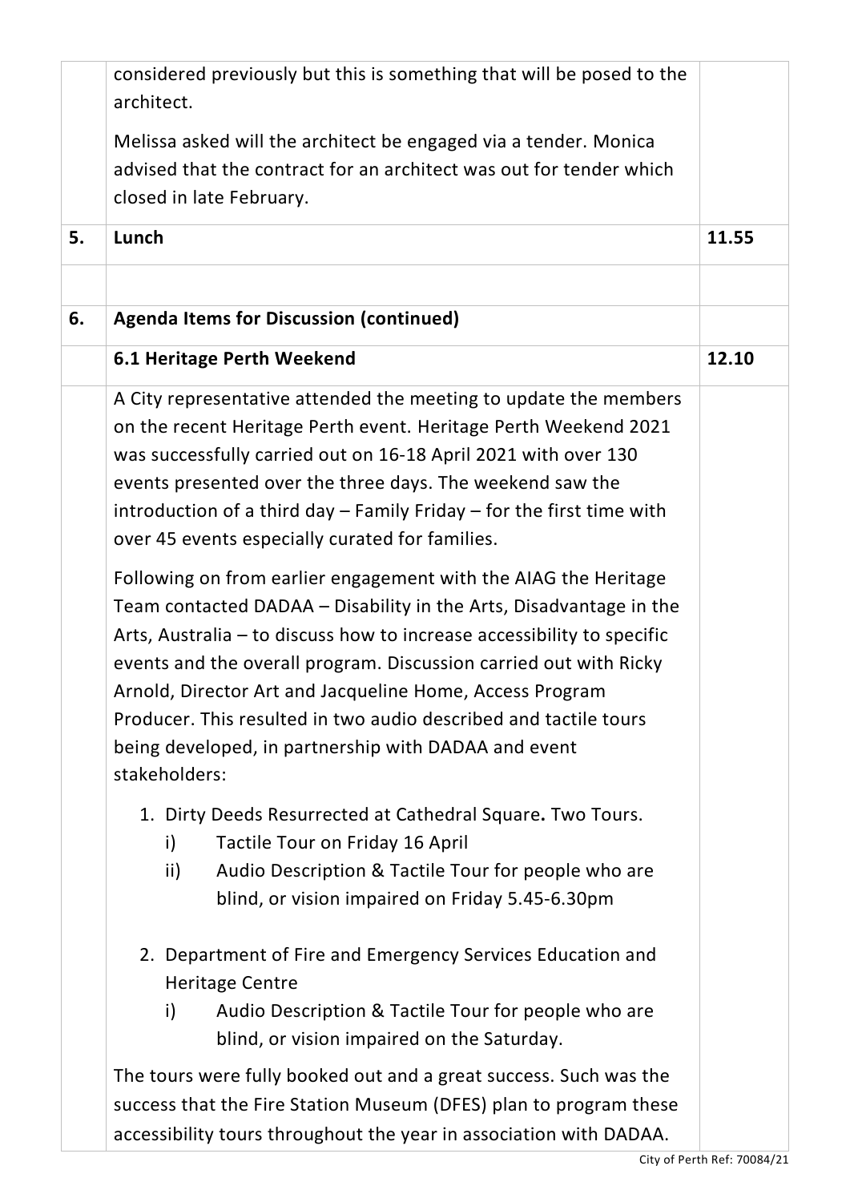| | | |
|---|---|---|
| | considered previously but this is something that will be posed to the architect.<br><br>Melissa asked will the architect be engaged via a tender. Monica advised that the contract for an architect was out for tender which closed in late February. | |
| **5.** | **Lunch** | **11.55** |
| | | |
| **6.** | **Agenda Items for Discussion (continued)** | |
| | **6.1 Heritage Perth Weekend** | **12.10** |
| | A City representative attended the meeting to update the members on the recent Heritage Perth event. Heritage Perth Weekend 2021 was successfully carried out on 16-18 April 2021 with over 130 events presented over the three days. The weekend saw the introduction of a third day – Family Friday – for the first time with over 45 events especially curated for families.<br><br>Following on from earlier engagement with the AIAG the Heritage Team contacted DADAA – Disability in the Arts, Disadvantage in the Arts, Australia – to discuss how to increase accessibility to specific events and the overall program. Discussion carried out with Ricky Arnold, Director Art and Jacqueline Home, Access Program Producer. This resulted in two audio described and tactile tours being developed, in partnership with DADAA and event stakeholders:<br><br>1. Dirty Deeds Resurrected at Cathedral Square**.** Two Tours.<br>i) Tactile Tour on Friday 16 April<br>ii) Audio Description & Tactile Tour for people who are blind, or vision impaired on Friday 5.45-6.30pm<br><br>2. Department of Fire and Emergency Services Education and Heritage Centre<br>i) Audio Description & Tactile Tour for people who are blind, or vision impaired on the Saturday.<br><br>The tours were fully booked out and a great success. Such was the success that the Fire Station Museum (DFES) plan to program these accessibility tours throughout the year in association with DADAA. | |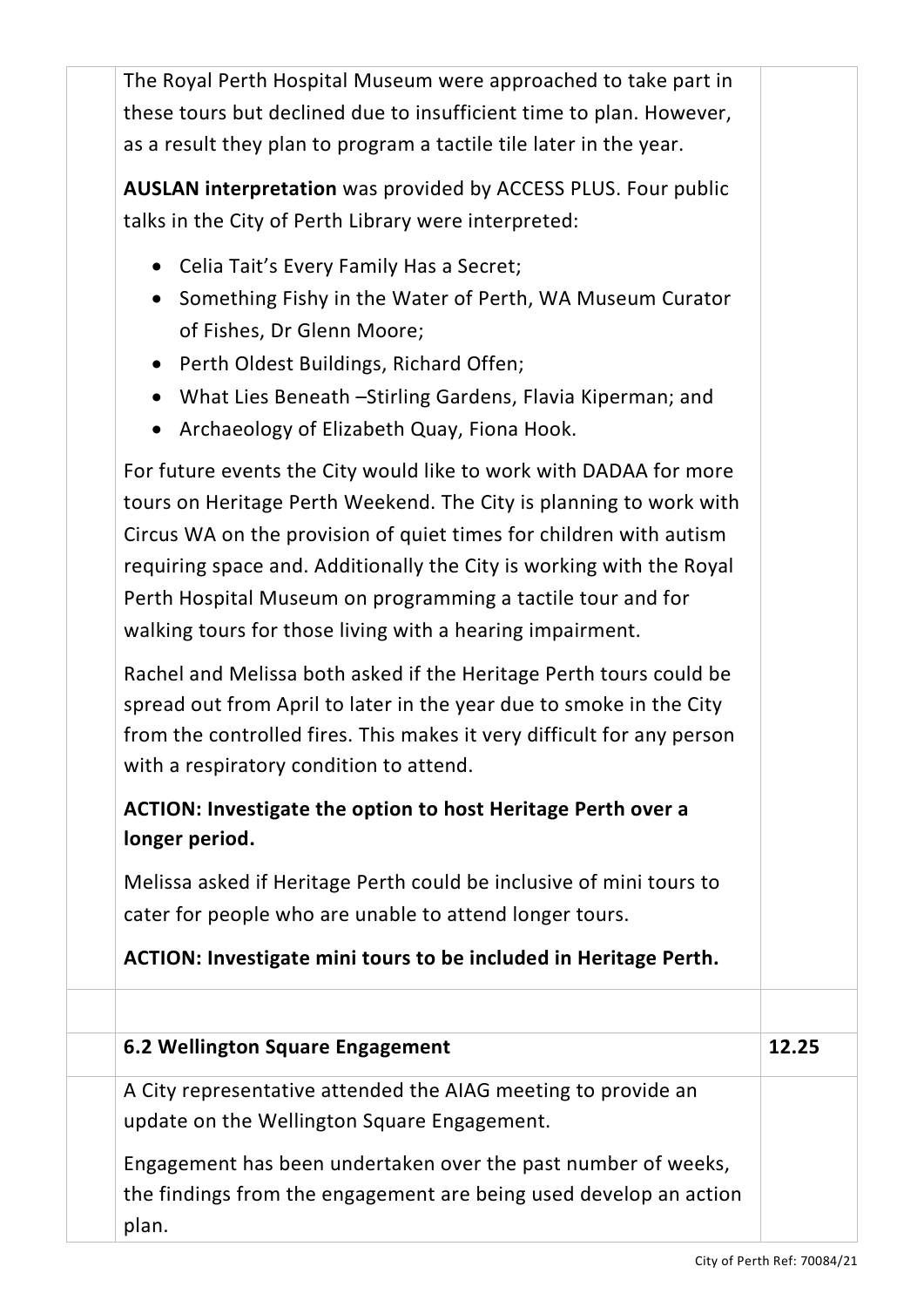| | | |
|---|---|---|
| | The Royal Perth Hospital Museum were approached to take part in these tours but declined due to insufficient time to plan. However, as a result they plan to program a tactile tile later in the year.<br><br>**AUSLAN interpretation** was provided by ACCESS PLUS. Four public talks in the City of Perth Library were interpreted:<br><br>• Celia Tait's Every Family Has a Secret;<br>• Something Fishy in the Water of Perth, WA Museum Curator of Fishes, Dr Glenn Moore;<br>• Perth Oldest Buildings, Richard Offen;<br>• What Lies Beneath –Stirling Gardens, Flavia Kiperman; and<br>• Archaeology of Elizabeth Quay, Fiona Hook.<br><br>For future events the City would like to work with DADAA for more tours on Heritage Perth Weekend. The City is planning to work with Circus WA on the provision of quiet times for children with autism requiring space and. Additionally the City is working with the Royal Perth Hospital Museum on programming a tactile tour and for walking tours for those living with a hearing impairment.<br><br>Rachel and Melissa both asked if the Heritage Perth tours could be spread out from April to later in the year due to smoke in the City from the controlled fires. This makes it very difficult for any person with a respiratory condition to attend.<br><br>**ACTION: Investigate the option to host Heritage Perth over a longer period.**<br><br>Melissa asked if Heritage Perth could be inclusive of mini tours to cater for people who are unable to attend longer tours.<br><br>**ACTION: Investigate mini tours to be included in Heritage Perth.** | |
| | | |
| | **6.2 Wellington Square Engagement** | **12.25** |
| | A City representative attended the AIAG meeting to provide an update on the Wellington Square Engagement.<br><br>Engagement has been undertaken over the past number of weeks, the findings from the engagement are being used develop an action plan. | |

City of Perth Ref: 70084/21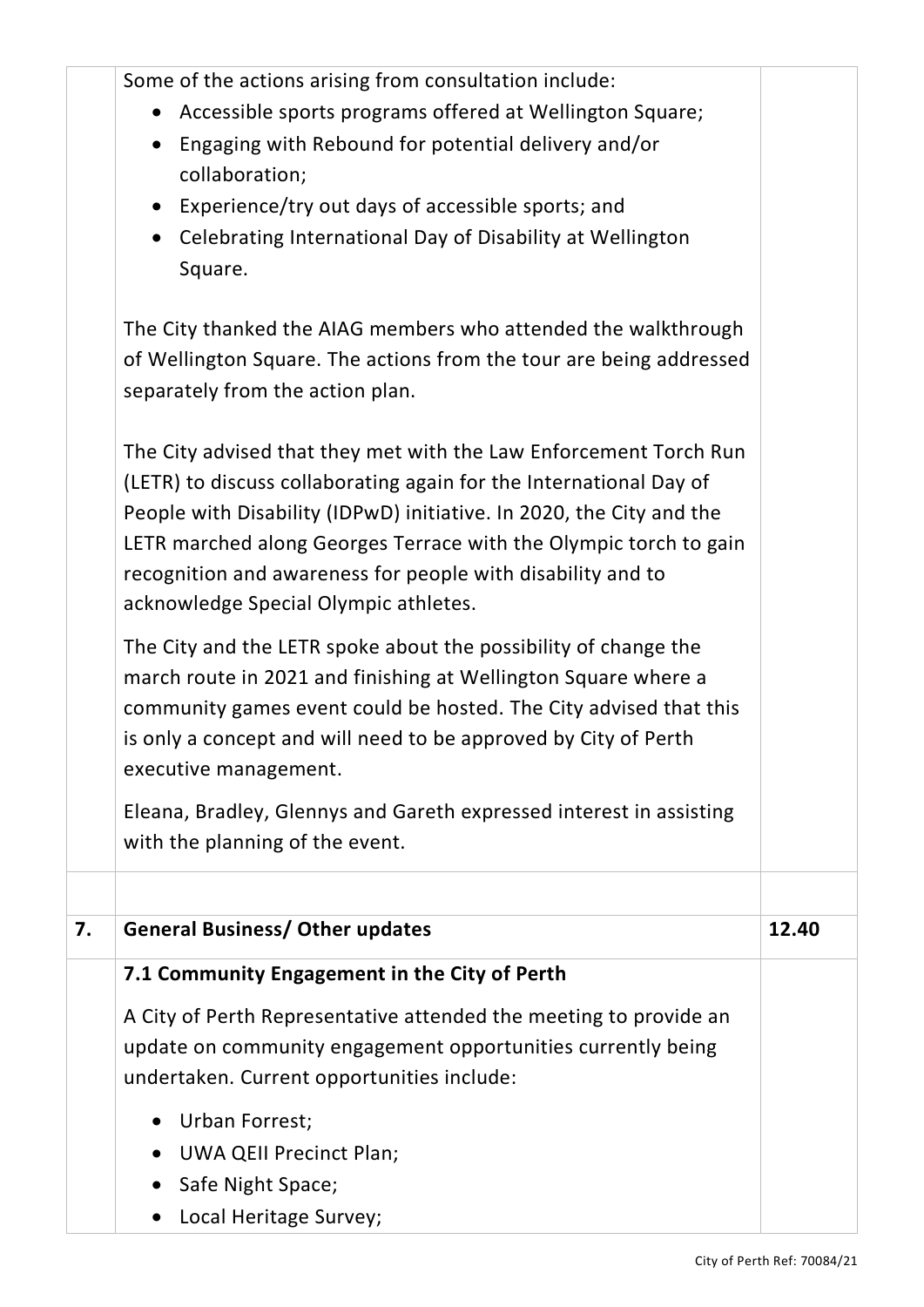|  |  |  |
| --- | --- | --- |
|  | Some of the actions arising from consultation include:<br>• Accessible sports programs offered at Wellington Square;<br>• Engaging with Rebound for potential delivery and/or collaboration;<br>• Experience/try out days of accessible sports; and<br>• Celebrating International Day of Disability at Wellington Square.<br><br>The City thanked the AIAG members who attended the walkthrough of Wellington Square. The actions from the tour are being addressed separately from the action plan.<br><br>The City advised that they met with the Law Enforcement Torch Run (LETR) to discuss collaborating again for the International Day of People with Disability (IDPwD) initiative. In 2020, the City and the LETR marched along Georges Terrace with the Olympic torch to gain recognition and awareness for people with disability and to acknowledge Special Olympic athletes.<br><br>The City and the LETR spoke about the possibility of change the march route in 2021 and finishing at Wellington Square where a community games event could be hosted. The City advised that this is only a concept and will need to be approved by City of Perth executive management.<br><br>Eleana, Bradley, Glennys and Gareth expressed interest in assisting with the planning of the event. |  |
|  |  |  |
| **7.** | **General Business/ Other updates** | **12.40** |
|  | **7.1 Community Engagement in the City of Perth**<br><br>A City of Perth Representative attended the meeting to provide an update on community engagement opportunities currently being undertaken. Current opportunities include:<br><br>• Urban Forrest;<br>• UWA QEII Precinct Plan;<br>• Safe Night Space;<br>• Local Heritage Survey; |  |

City of Perth Ref: 70084/21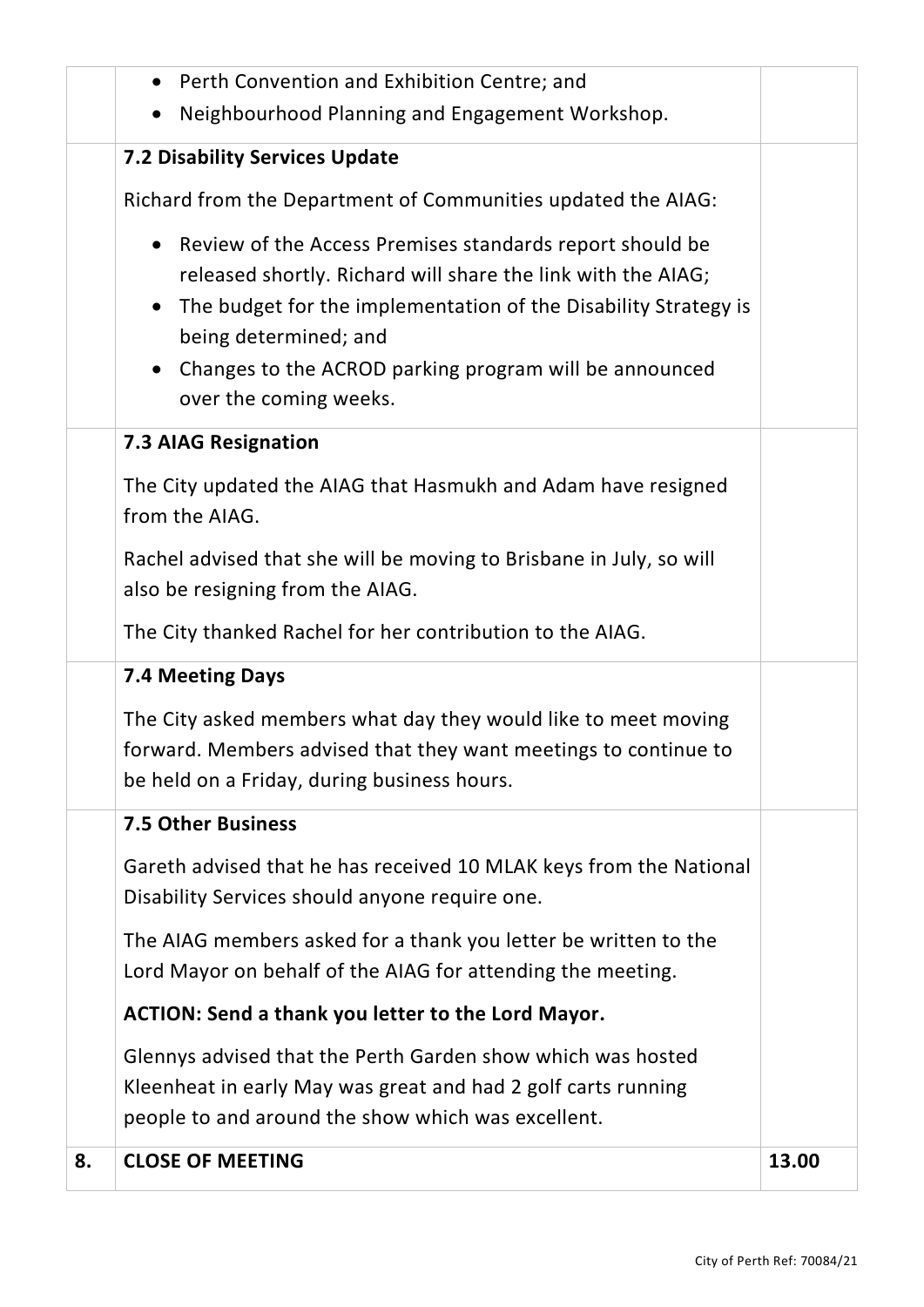| | | |
|---|---|---|
| | • Perth Convention and Exhibition Centre; and<br>• Neighbourhood Planning and Engagement Workshop. | |
| | **7.2 Disability Services Update**<br><br>Richard from the Department of Communities updated the AIAG:<br><br>• Review of the Access Premises standards report should be released shortly. Richard will share the link with the AIAG;<br>• The budget for the implementation of the Disability Strategy is being determined; and<br>• Changes to the ACROD parking program will be announced over the coming weeks. | |
| | **7.3 AIAG Resignation**<br><br>The City updated the AIAG that Hasmukh and Adam have resigned from the AIAG.<br><br>Rachel advised that she will be moving to Brisbane in July, so will also be resigning from the AIAG.<br><br>The City thanked Rachel for her contribution to the AIAG. | |
| | **7.4 Meeting Days**<br><br>The City asked members what day they would like to meet moving forward. Members advised that they want meetings to continue to be held on a Friday, during business hours. | |
| | **7.5 Other Business**<br><br>Gareth advised that he has received 10 MLAK keys from the National Disability Services should anyone require one.<br><br>The AIAG members asked for a thank you letter be written to the Lord Mayor on behalf of the AIAG for attending the meeting.<br><br>**ACTION: Send a thank you letter to the Lord Mayor.**<br><br>Glennys advised that the Perth Garden show which was hosted Kleenheat in early May was great and had 2 golf carts running people to and around the show which was excellent. | |
| **8.** | **CLOSE OF MEETING** | **13.00** |

City of Perth Ref: 70084/21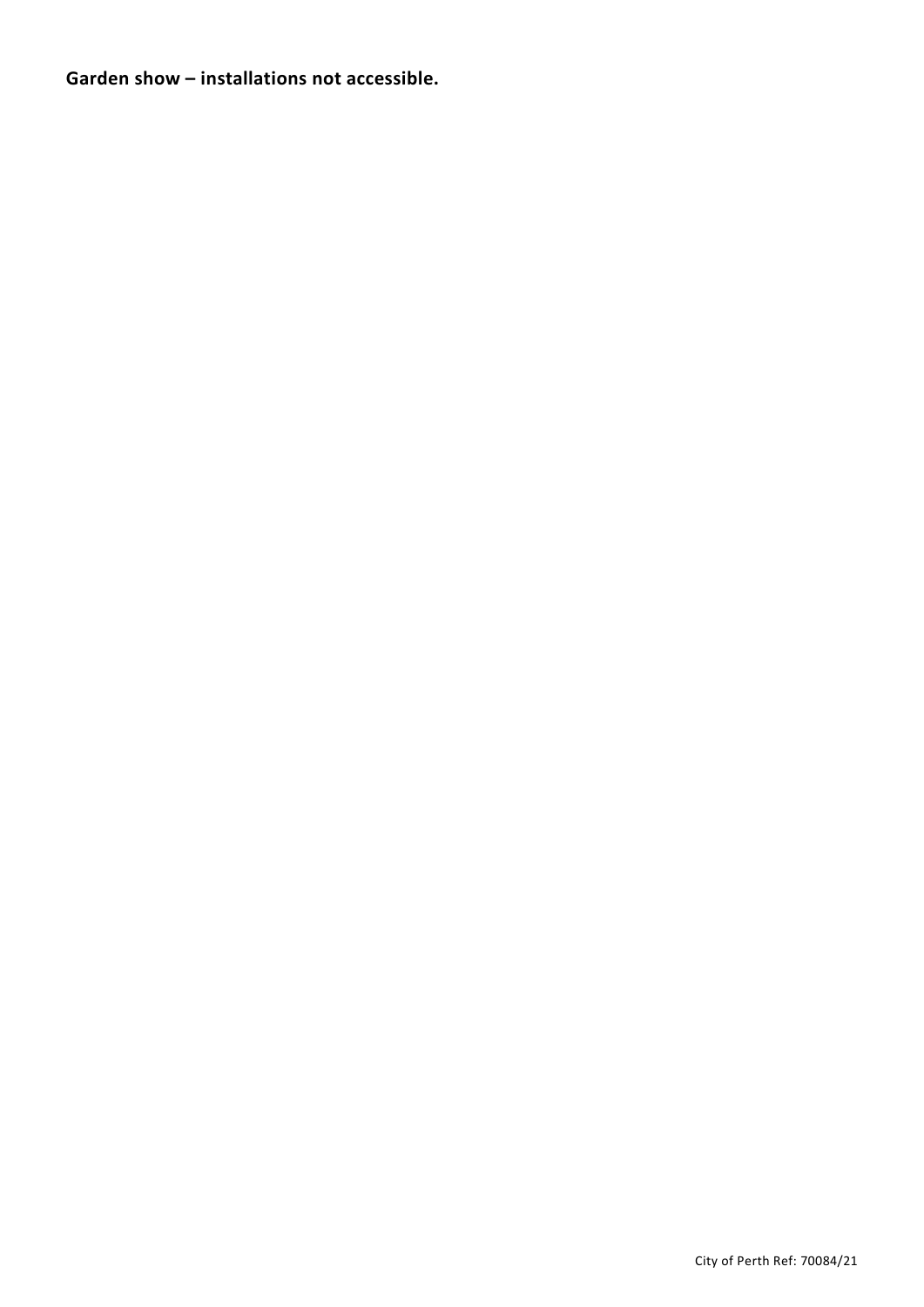**Garden show – installations not accessible.**